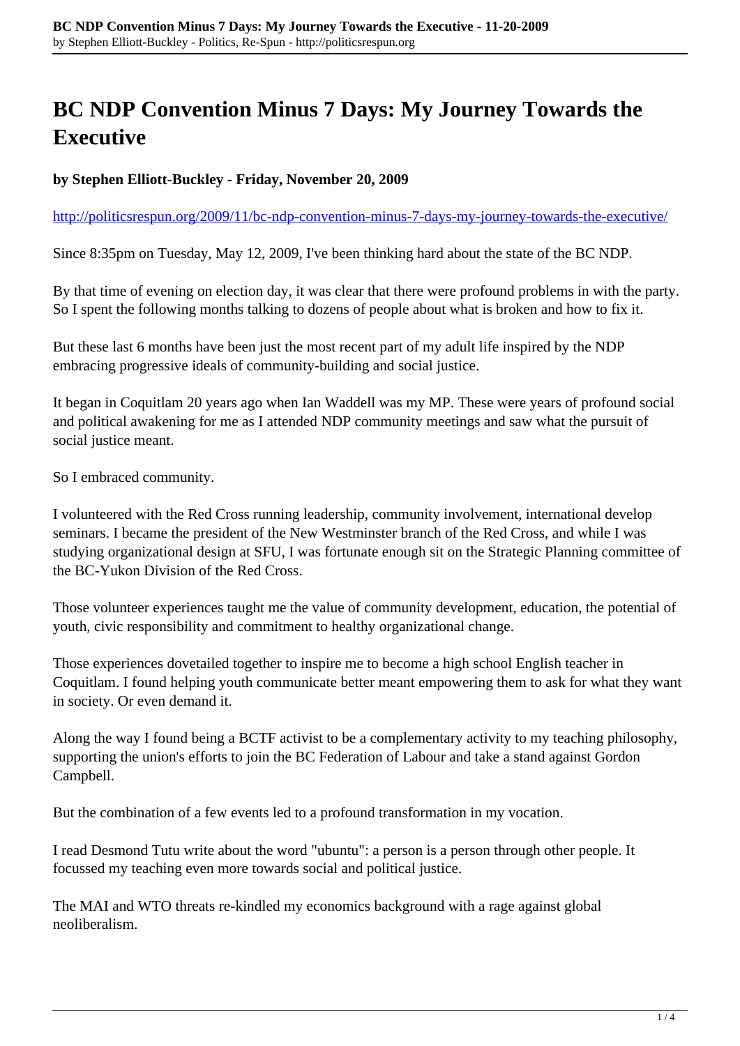# BC NDP Convention Minus 7 Days: My Journey Towards the Executive

**by Stephen Elliott-Buckley - Friday, November 20, 2009**

http://politicsrespun.org/2009/11/bc-ndp-convention-minus-7-days-my-journey-towards-the-executive/

Since 8:35pm on Tuesday, May 12, 2009, I've been thinking hard about the state of the BC NDP.

By that time of evening on election day, it was clear that there were profound problems in with the party. So I spent the following months talking to dozens of people about what is broken and how to fix it.

But these last 6 months have been just the most recent part of my adult life inspired by the NDP embracing progressive ideals of community-building and social justice.

It began in Coquitlam 20 years ago when Ian Waddell was my MP. These were years of profound social and political awakening for me as I attended NDP community meetings and saw what the pursuit of social justice meant.

So I embraced community.

I volunteered with the Red Cross running leadership, community involvement, international develop seminars. I became the president of the New Westminster branch of the Red Cross, and while I was studying organizational design at SFU, I was fortunate enough sit on the Strategic Planning committee of the BC-Yukon Division of the Red Cross.

Those volunteer experiences taught me the value of community development, education, the potential of youth, civic responsibility and commitment to healthy organizational change.

Those experiences dovetailed together to inspire me to become a high school English teacher in Coquitlam. I found helping youth communicate better meant empowering them to ask for what they want in society. Or even demand it.

Along the way I found being a BCTF activist to be a complementary activity to my teaching philosophy, supporting the union's efforts to join the BC Federation of Labour and take a stand against Gordon Campbell.

But the combination of a few events led to a profound transformation in my vocation.

I read Desmond Tutu write about the word "ubuntu": a person is a person through other people. It focussed my teaching even more towards social and political justice.

The MAI and WTO threats re-kindled my economics background with a rage against global neoliberalism.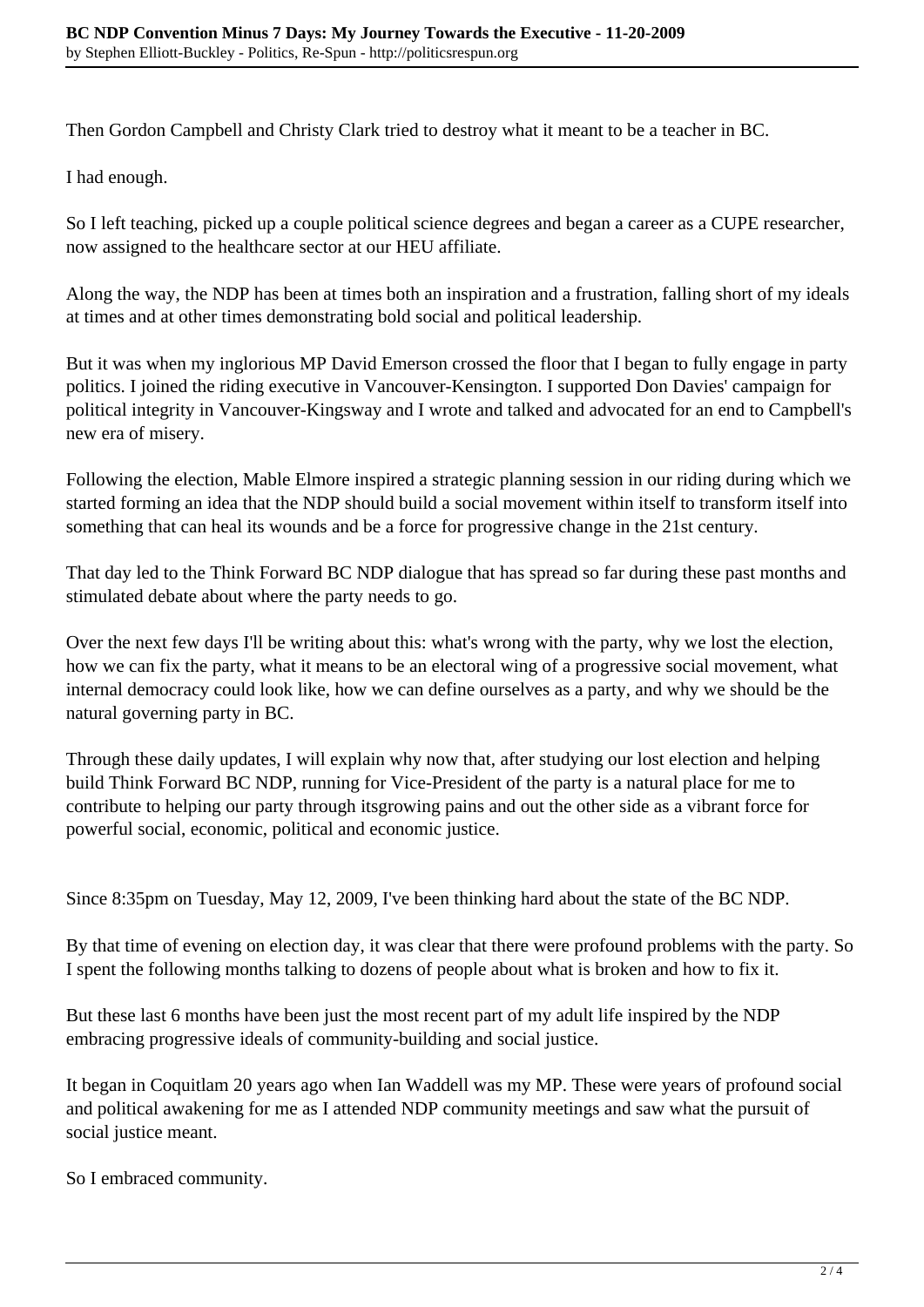Then Gordon Campbell and Christy Clark tried to destroy what it meant to be a teacher in BC.

I had enough.

So I left teaching, picked up a couple political science degrees and began a career as a CUPE researcher, now assigned to the healthcare sector at our HEU affiliate.

Along the way, the NDP has been at times both an inspiration and a frustration, falling short of my ideals at times and at other times demonstrating bold social and political leadership.

But it was when my inglorious MP David Emerson crossed the floor that I began to fully engage in party politics. I joined the riding executive in Vancouver-Kensington. I supported Don Davies' campaign for political integrity in Vancouver-Kingsway and I wrote and talked and advocated for an end to Campbell's new era of misery.

Following the election, Mable Elmore inspired a strategic planning session in our riding during which we started forming an idea that the NDP should build a social movement within itself to transform itself into something that can heal its wounds and be a force for progressive change in the 21st century.

That day led to the Think Forward BC NDP dialogue that has spread so far during these past months and stimulated debate about where the party needs to go.

Over the next few days I'll be writing about this: what's wrong with the party, why we lost the election, how we can fix the party, what it means to be an electoral wing of a progressive social movement, what internal democracy could look like, how we can define ourselves as a party, and why we should be the natural governing party in BC.

Through these daily updates, I will explain why now that, after studying our lost election and helping build Think Forward BC NDP, running for Vice-President of the party is a natural place for me to contribute to helping our party through itsgrowing pains and out the other side as a vibrant force for powerful social, economic, political and economic justice.

Since 8:35pm on Tuesday, May 12, 2009, I've been thinking hard about the state of the BC NDP.

By that time of evening on election day, it was clear that there were profound problems with the party. So I spent the following months talking to dozens of people about what is broken and how to fix it.

But these last 6 months have been just the most recent part of my adult life inspired by the NDP embracing progressive ideals of community-building and social justice.

It began in Coquitlam 20 years ago when Ian Waddell was my MP. These were years of profound social and political awakening for me as I attended NDP community meetings and saw what the pursuit of social justice meant.

So I embraced community.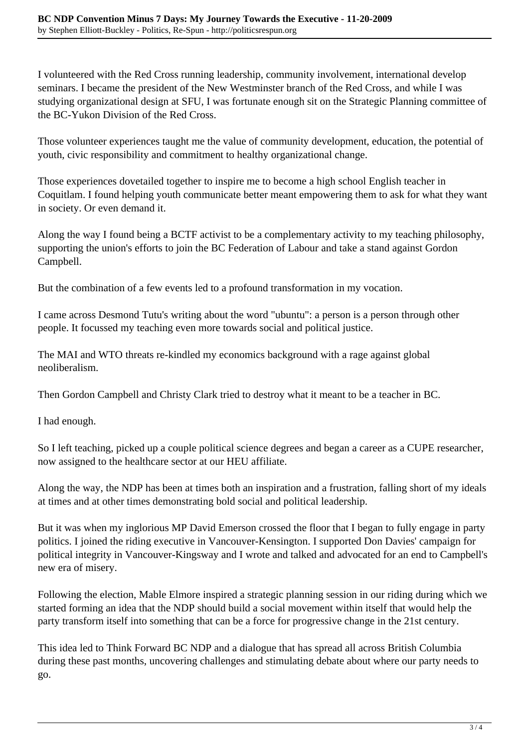I volunteered with the Red Cross running leadership, community involvement, international develop seminars. I became the president of the New Westminster branch of the Red Cross, and while I was studying organizational design at SFU, I was fortunate enough sit on the Strategic Planning committee of the BC-Yukon Division of the Red Cross.

Those volunteer experiences taught me the value of community development, education, the potential of youth, civic responsibility and commitment to healthy organizational change.

Those experiences dovetailed together to inspire me to become a high school English teacher in Coquitlam. I found helping youth communicate better meant empowering them to ask for what they want in society. Or even demand it.

Along the way I found being a BCTF activist to be a complementary activity to my teaching philosophy, supporting the union's efforts to join the BC Federation of Labour and take a stand against Gordon Campbell.

But the combination of a few events led to a profound transformation in my vocation.

I came across Desmond Tutu's writing about the word "ubuntu": a person is a person through other people. It focussed my teaching even more towards social and political justice.

The MAI and WTO threats re-kindled my economics background with a rage against global neoliberalism.

Then Gordon Campbell and Christy Clark tried to destroy what it meant to be a teacher in BC.

I had enough.

So I left teaching, picked up a couple political science degrees and began a career as a CUPE researcher, now assigned to the healthcare sector at our HEU affiliate.

Along the way, the NDP has been at times both an inspiration and a frustration, falling short of my ideals at times and at other times demonstrating bold social and political leadership.

But it was when my inglorious MP David Emerson crossed the floor that I began to fully engage in party politics. I joined the riding executive in Vancouver-Kensington. I supported Don Davies' campaign for political integrity in Vancouver-Kingsway and I wrote and talked and advocated for an end to Campbell's new era of misery.

Following the election, Mable Elmore inspired a strategic planning session in our riding during which we started forming an idea that the NDP should build a social movement within itself that would help the party transform itself into something that can be a force for progressive change in the 21st century.

This idea led to Think Forward BC NDP and a dialogue that has spread all across British Columbia during these past months, uncovering challenges and stimulating debate about where our party needs to go.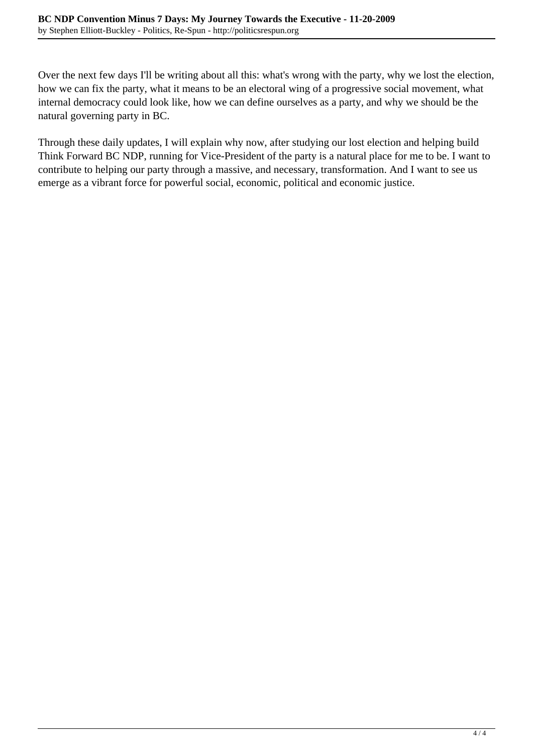Over the next few days I'll be writing about all this: what's wrong with the party, why we lost the election, how we can fix the party, what it means to be an electoral wing of a progressive social movement, what internal democracy could look like, how we can define ourselves as a party, and why we should be the natural governing party in BC.

Through these daily updates, I will explain why now, after studying our lost election and helping build Think Forward BC NDP, running for Vice-President of the party is a natural place for me to be. I want to contribute to helping our party through a massive, and necessary, transformation. And I want to see us emerge as a vibrant force for powerful social, economic, political and economic justice.